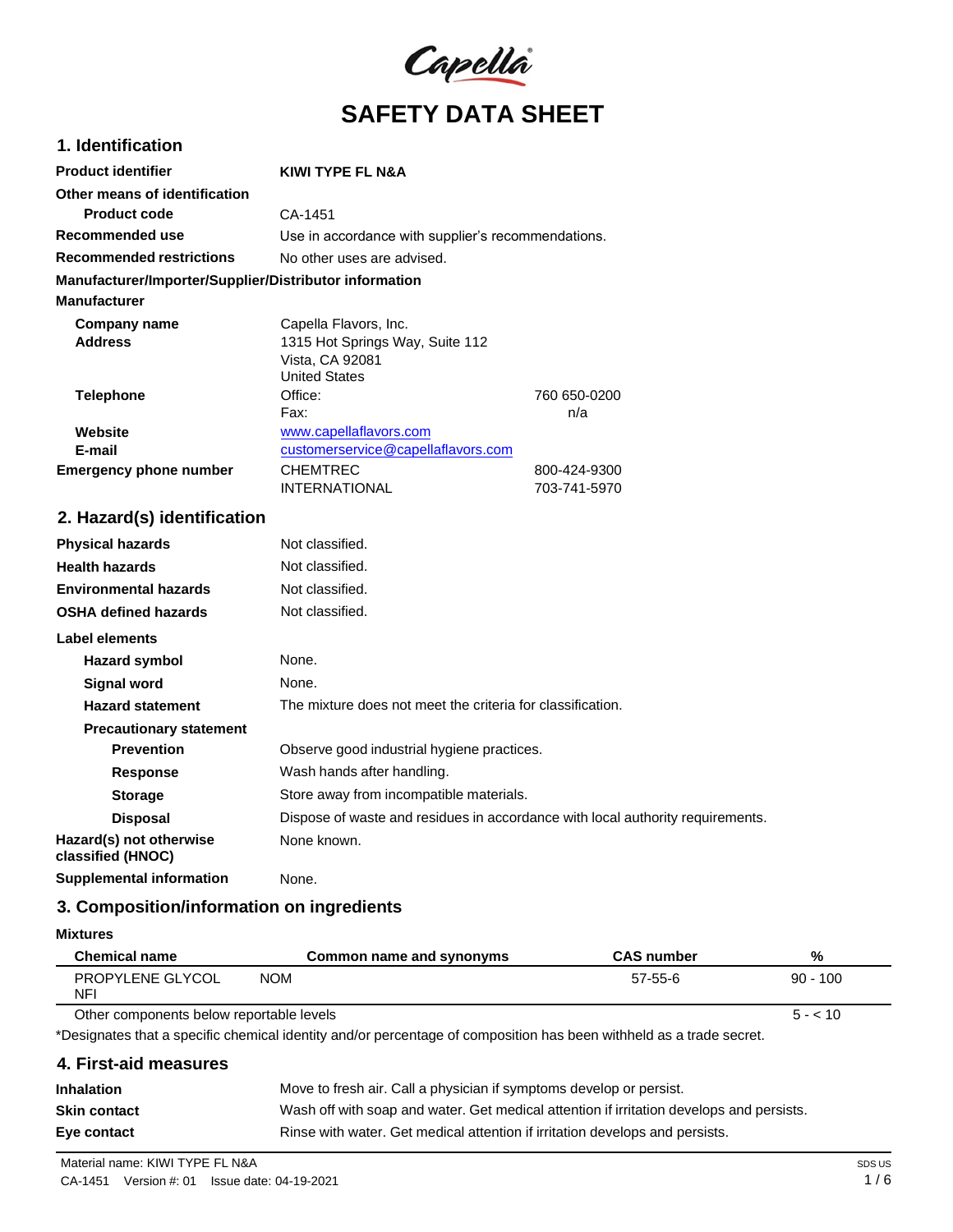# SAFETY DATA SHEET

## 1. Identification

| | |
|---|---|
| **Product identifier** | **KIWI TYPE FL N&A** |
| **Other means of identification** | |
| **Product code** | CA-1451 |
| **Recommended use** | Use in accordance with supplier's recommendations. |
| **Recommended restrictions** | No other uses are advised. |

**Manufacturer/Importer/Supplier/Distributor information**

**Manufacturer**

| | | |
|---|---|---|
| **Company name** | Capella Flavors, Inc. | |
| **Address** | 1315 Hot Springs Way, Suite 112<br>Vista, CA 92081<br>United States | |
| **Telephone** | Office: | 760 650-0200 |
| | Fax: | n/a |
| **Website** | www.capellaflavors.com | |
| **E-mail** | customerservice@capellaflavors.com | |
| **Emergency phone number** | CHEMTREC | 800-424-9300 |
| | INTERNATIONAL | 703-741-5970 |

## 2. Hazard(s) identification

| | |
|---|---|
| **Physical hazards** | Not classified. |
| **Health hazards** | Not classified. |
| **Environmental hazards** | Not classified. |
| **OSHA defined hazards** | Not classified. |

**Label elements**

| | |
|---|---|
| **Hazard symbol** | None. |
| **Signal word** | None. |
| **Hazard statement** | The mixture does not meet the criteria for classification. |
| **Precautionary statement** | |
| **Prevention** | Observe good industrial hygiene practices. |
| **Response** | Wash hands after handling. |
| **Storage** | Store away from incompatible materials. |
| **Disposal** | Dispose of waste and residues in accordance with local authority requirements. |
| **Hazard(s) not otherwise classified (HNOC)** | None known. |
| **Supplemental information** | None. |

## 3. Composition/information on ingredients

**Mixtures**

| Chemical name | Common name and synonyms | CAS number | % |
|---|---|---|---|
| PROPYLENE GLYCOL NFI | NOM | 57-55-6 | 90 - 100 |
| Other components below reportable levels | | | 5 - < 10 |

*Designates that a specific chemical identity and/or percentage of composition has been withheld as a trade secret.

## 4. First-aid measures

| | |
|---|---|
| **Inhalation** | Move to fresh air. Call a physician if symptoms develop or persist. |
| **Skin contact** | Wash off with soap and water. Get medical attention if irritation develops and persists. |
| **Eye contact** | Rinse with water. Get medical attention if irritation develops and persists. |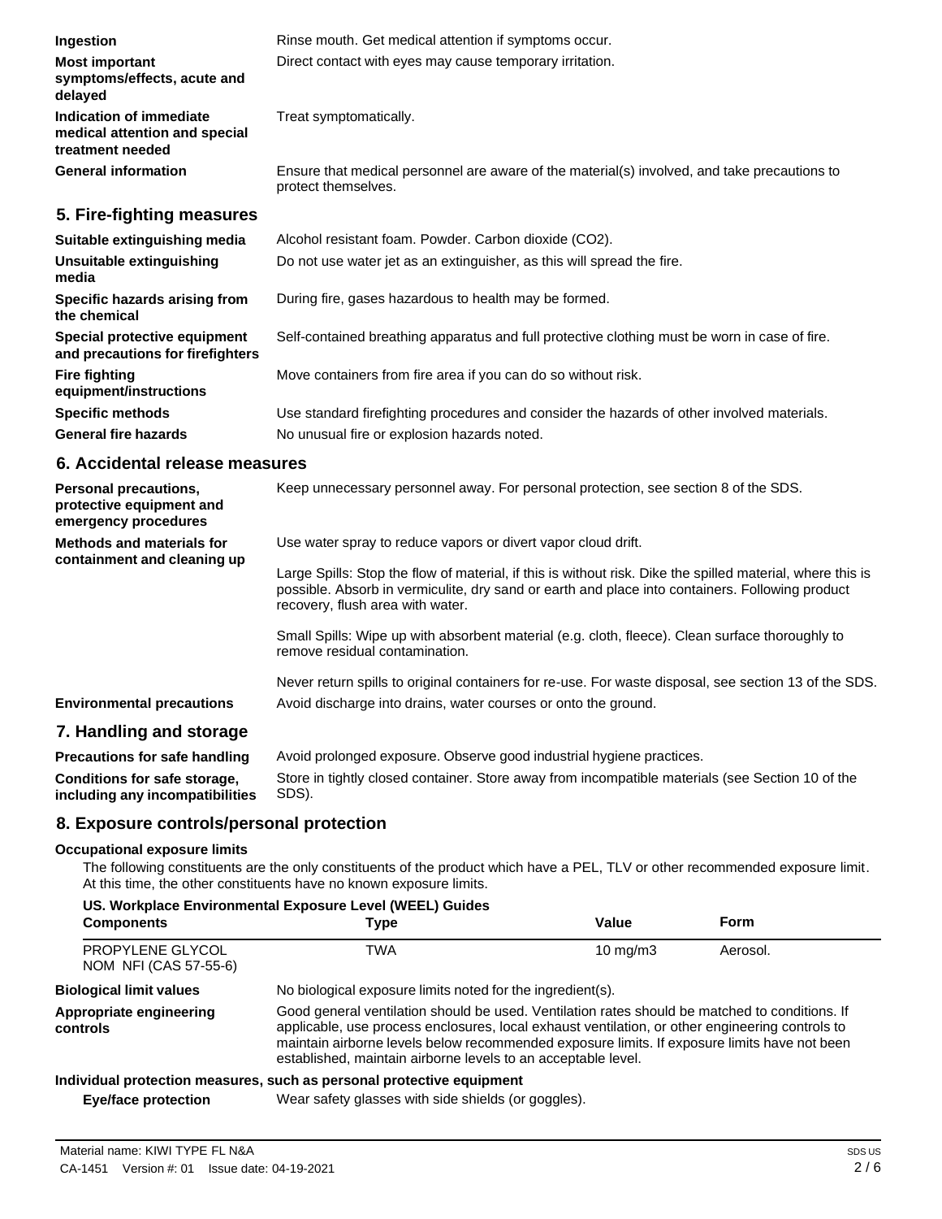**Ingestion** Rinse mouth. Get medical attention if symptoms occur.

**Most important symptoms/effects, acute and delayed** Direct contact with eyes may cause temporary irritation.

**Indication of immediate medical attention and special treatment needed** Treat symptomatically.

**General information** Ensure that medical personnel are aware of the material(s) involved, and take precautions to protect themselves.

## 5. Fire-fighting measures

**Suitable extinguishing media** Alcohol resistant foam. Powder. Carbon dioxide ($CO_2$).

**Unsuitable extinguishing media** Do not use water jet as an extinguisher, as this will spread the fire.

**Specific hazards arising from the chemical** During fire, gases hazardous to health may be formed.

**Special protective equipment and precautions for firefighters** Self-contained breathing apparatus and full protective clothing must be worn in case of fire.

**Fire fighting equipment/instructions** Move containers from fire area if you can do so without risk.

**Specific methods** Use standard firefighting procedures and consider the hazards of other involved materials.

**General fire hazards** No unusual fire or explosion hazards noted.

## 6. Accidental release measures

**Personal precautions, protective equipment and emergency procedures** Keep unnecessary personnel away. For personal protection, see section 8 of the SDS.

**Methods and materials for containment and cleaning up** Use water spray to reduce vapors or divert vapor cloud drift.

Large Spills: Stop the flow of material, if this is without risk. Dike the spilled material, where this is possible. Absorb in vermiculite, dry sand or earth and place into containers. Following product recovery, flush area with water.

Small Spills: Wipe up with absorbent material (e.g. cloth, fleece). Clean surface thoroughly to remove residual contamination.

Never return spills to original containers for re-use. For waste disposal, see section 13 of the SDS.

**Environmental precautions** Avoid discharge into drains, water courses or onto the ground.

## 7. Handling and storage

**Precautions for safe handling** Avoid prolonged exposure. Observe good industrial hygiene practices.

**Conditions for safe storage, including any incompatibilities** Store in tightly closed container. Store away from incompatible materials (see Section 10 of the SDS).

## 8. Exposure controls/personal protection

### Occupational exposure limits

The following constituents are the only constituents of the product which have a PEL, TLV or other recommended exposure limit. At this time, the other constituents have no known exposure limits.

**US. Workplace Environmental Exposure Level (WEEL) Guides**

| Components | Type | Value | Form |
|---|---|---|---|
| PROPYLENE GLYCOL NOM NFI (CAS 57-55-6) | TWA | 10 mg/m3 | Aerosol. |

**Biological limit values** No biological exposure limits noted for the ingredient(s).

**Appropriate engineering controls** Good general ventilation should be used. Ventilation rates should be matched to conditions. If applicable, use process enclosures, local exhaust ventilation, or other engineering controls to maintain airborne levels below recommended exposure limits. If exposure limits have not been established, maintain airborne levels to an acceptable level.

### Individual protection measures, such as personal protective equipment

**Eye/face protection** Wear safety glasses with side shields (or goggles).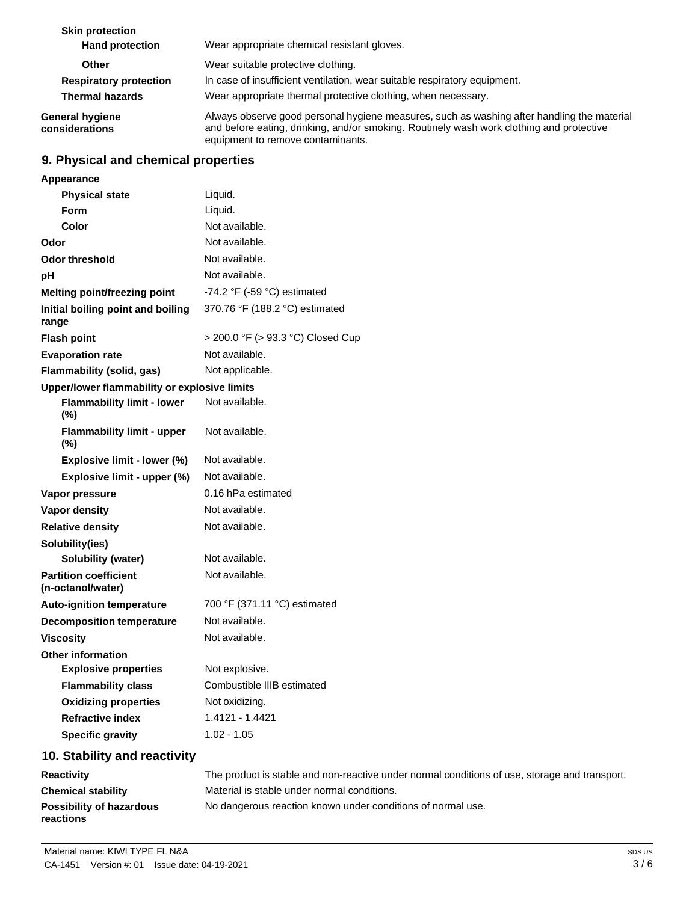| | |
|---|---|
| **Skin protection** | |
| **Hand protection** | Wear appropriate chemical resistant gloves. |
| **Other** | Wear suitable protective clothing. |
| **Respiratory protection** | In case of insufficient ventilation, wear suitable respiratory equipment. |
| **Thermal hazards** | Wear appropriate thermal protective clothing, when necessary. |
| **General hygiene considerations** | Always observe good personal hygiene measures, such as washing after handling the material and before eating, drinking, and/or smoking. Routinely wash work clothing and protective equipment to remove contaminants. |

## 9. Physical and chemical properties

| | |
|---|---|
| **Appearance** | |
| **Physical state** | Liquid. |
| **Form** | Liquid. |
| **Color** | Not available. |
| **Odor** | Not available. |
| **Odor threshold** | Not available. |
| **pH** | Not available. |
| **Melting point/freezing point** | -74.2 °F (-59 °C) estimated |
| **Initial boiling point and boiling range** | 370.76 °F (188.2 °C) estimated |
| **Flash point** | > 200.0 °F (> 93.3 °C) Closed Cup |
| **Evaporation rate** | Not available. |
| **Flammability (solid, gas)** | Not applicable. |
| **Upper/lower flammability or explosive limits** | |
| **Flammability limit - lower (%)** | Not available. |
| **Flammability limit - upper (%)** | Not available. |
| **Explosive limit - lower (%)** | Not available. |
| **Explosive limit - upper (%)** | Not available. |
| **Vapor pressure** | 0.16 hPa estimated |
| **Vapor density** | Not available. |
| **Relative density** | Not available. |
| **Solubility(ies)** | |
| **Solubility (water)** | Not available. |
| **Partition coefficient (n-octanol/water)** | Not available. |
| **Auto-ignition temperature** | 700 °F (371.11 °C) estimated |
| **Decomposition temperature** | Not available. |
| **Viscosity** | Not available. |
| **Other information** | |
| **Explosive properties** | Not explosive. |
| **Flammability class** | Combustible IIIB estimated |
| **Oxidizing properties** | Not oxidizing. |
| **Refractive index** | 1.4121 - 1.4421 |
| **Specific gravity** | 1.02 - 1.05 |

## 10. Stability and reactivity

| | |
|---|---|
| **Reactivity** | The product is stable and non-reactive under normal conditions of use, storage and transport. |
| **Chemical stability** | Material is stable under normal conditions. |
| **Possibility of hazardous reactions** | No dangerous reaction known under conditions of normal use. |

Material name: KIWI TYPE FL N&A

CA-1451 Version #: 01 Issue date: 04-19-2021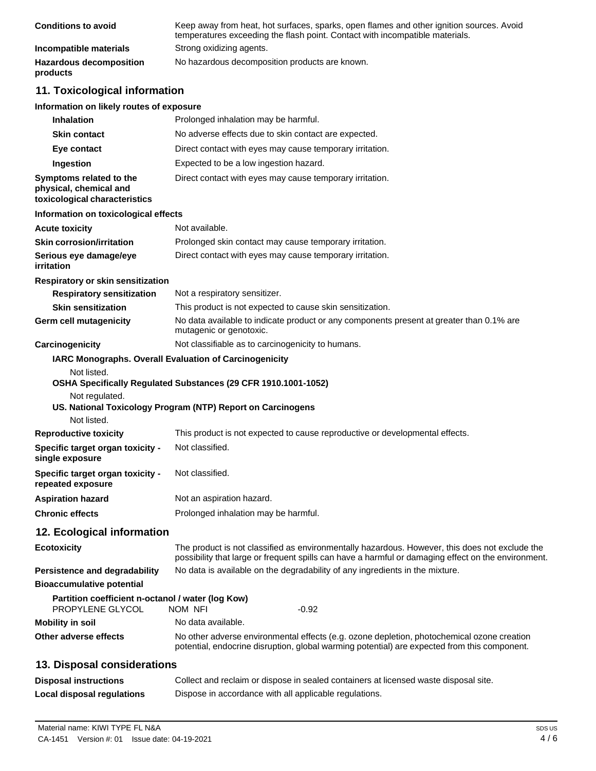| | |
|---|---|
| **Conditions to avoid** | Keep away from heat, hot surfaces, sparks, open flames and other ignition sources. Avoid temperatures exceeding the flash point. Contact with incompatible materials. |
| **Incompatible materials** | Strong oxidizing agents. |
| **Hazardous decomposition products** | No hazardous decomposition products are known. |

## 11. Toxicological information

**Information on likely routes of exposure**

| | |
|---|---|
| **Inhalation** | Prolonged inhalation may be harmful. |
| **Skin contact** | No adverse effects due to skin contact are expected. |
| **Eye contact** | Direct contact with eyes may cause temporary irritation. |
| **Ingestion** | Expected to be a low ingestion hazard. |
| **Symptoms related to the physical, chemical and toxicological characteristics** | Direct contact with eyes may cause temporary irritation. |

**Information on toxicological effects**

| | |
|---|---|
| **Acute toxicity** | Not available. |
| **Skin corrosion/irritation** | Prolonged skin contact may cause temporary irritation. |
| **Serious eye damage/eye irritation** | Direct contact with eyes may cause temporary irritation. |

**Respiratory or skin sensitization**

| | |
|---|---|
| **Respiratory sensitization** | Not a respiratory sensitizer. |
| **Skin sensitization** | This product is not expected to cause skin sensitization. |
| **Germ cell mutagenicity** | No data available to indicate product or any components present at greater than 0.1% are mutagenic or genotoxic. |
| **Carcinogenicity** | Not classifiable as to carcinogenicity to humans. |

**IARC Monographs. Overall Evaluation of Carcinogenicity**

Not listed.

**OSHA Specifically Regulated Substances (29 CFR 1910.1001-1052)**

Not regulated.

**US. National Toxicology Program (NTP) Report on Carcinogens**

Not listed.

| | |
|---|---|
| **Reproductive toxicity** | This product is not expected to cause reproductive or developmental effects. |
| **Specific target organ toxicity - single exposure** | Not classified. |
| **Specific target organ toxicity - repeated exposure** | Not classified. |
| **Aspiration hazard** | Not an aspiration hazard. |
| **Chronic effects** | Prolonged inhalation may be harmful. |

## 12. Ecological information

| | |
|---|---|
| **Ecotoxicity** | The product is not classified as environmentally hazardous. However, this does not exclude the possibility that large or frequent spills can have a harmful or damaging effect on the environment. |
| **Persistence and degradability** | No data is available on the degradability of any ingredients in the mixture. |
| **Bioaccumulative potential** | |

**Partition coefficient n-octanol / water (log Kow)**

| | | |
|---|---|---|
| PROPYLENE GLYCOL | NOM NFI | -0.92 |

| | |
|---|---|
| **Mobility in soil** | No data available. |
| **Other adverse effects** | No other adverse environmental effects (e.g. ozone depletion, photochemical ozone creation potential, endocrine disruption, global warming potential) are expected from this component. |

## 13. Disposal considerations

| | |
|---|---|
| **Disposal instructions** | Collect and reclaim or dispose in sealed containers at licensed waste disposal site. |
| **Local disposal regulations** | Dispose in accordance with all applicable regulations. |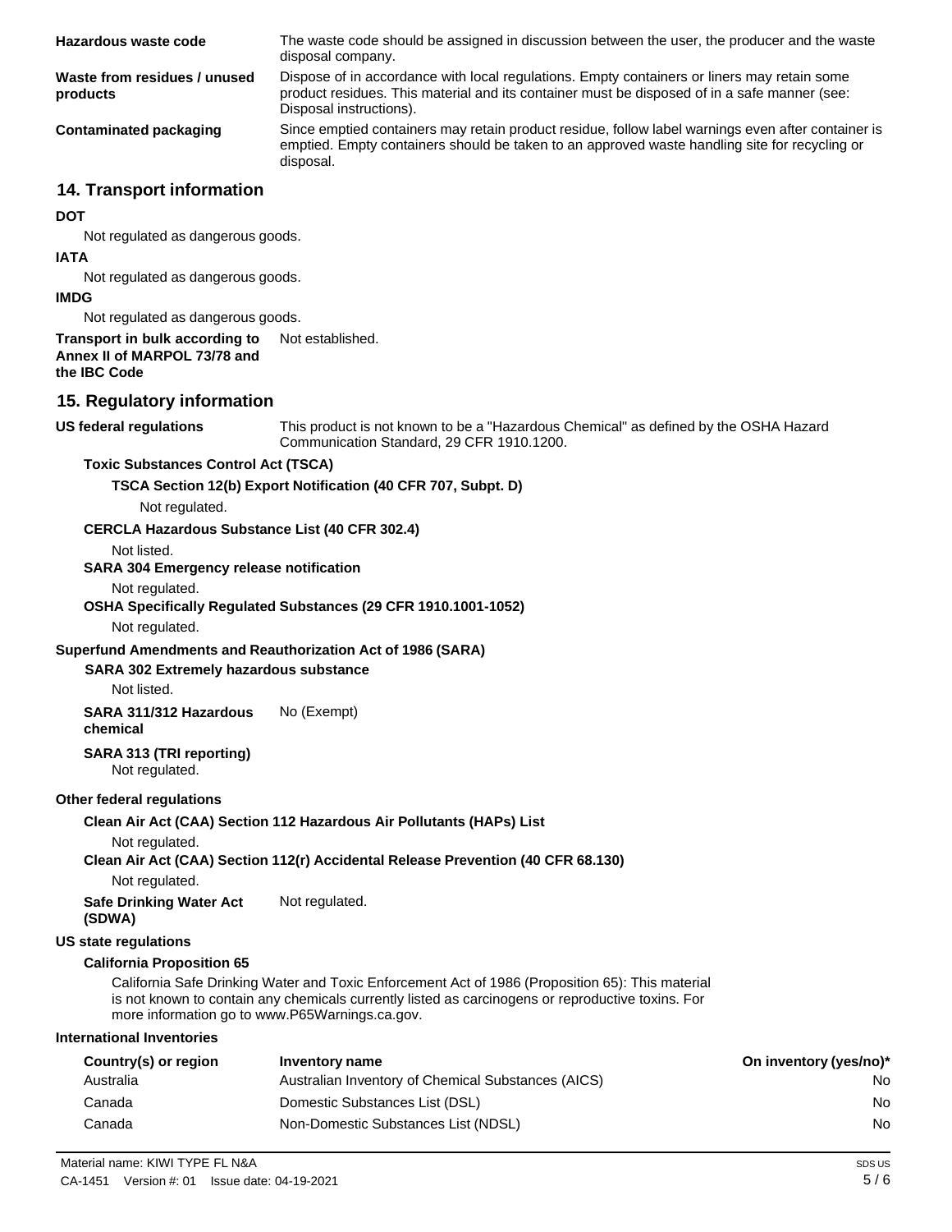| | |
|---|---|
| **Hazardous waste code** | The waste code should be assigned in discussion between the user, the producer and the waste disposal company. |
| **Waste from residues / unused products** | Dispose of in accordance with local regulations. Empty containers or liners may retain some product residues. This material and its container must be disposed of in a safe manner (see: Disposal instructions). |
| **Contaminated packaging** | Since emptied containers may retain product residue, follow label warnings even after container is emptied. Empty containers should be taken to an approved waste handling site for recycling or disposal. |

## 14. Transport information

**DOT**

Not regulated as dangerous goods.

**IATA**

Not regulated as dangerous goods.

**IMDG**

Not regulated as dangerous goods.

**Transport in bulk according to Annex II of MARPOL 73/78 and the IBC Code** Not established.

## 15. Regulatory information

**US federal regulations** This product is not known to be a "Hazardous Chemical" as defined by the OSHA Hazard Communication Standard, 29 CFR 1910.1200.

**Toxic Substances Control Act (TSCA)**

**TSCA Section 12(b) Export Notification (40 CFR 707, Subpt. D)**

Not regulated.

**CERCLA Hazardous Substance List (40 CFR 302.4)**

Not listed.

**SARA 304 Emergency release notification**

Not regulated.

**OSHA Specifically Regulated Substances (29 CFR 1910.1001-1052)**

Not regulated.

**Superfund Amendments and Reauthorization Act of 1986 (SARA)**

**SARA 302 Extremely hazardous substance**

Not listed.

**SARA 311/312 Hazardous chemical** No (Exempt)

**SARA 313 (TRI reporting)**

Not regulated.

**Other federal regulations**

**Clean Air Act (CAA) Section 112 Hazardous Air Pollutants (HAPs) List**

Not regulated.

**Clean Air Act (CAA) Section 112(r) Accidental Release Prevention (40 CFR 68.130)**

Not regulated.

**Safe Drinking Water Act (SDWA)** Not regulated.

**US state regulations**

**California Proposition 65**

California Safe Drinking Water and Toxic Enforcement Act of 1986 (Proposition 65): This material is not known to contain any chemicals currently listed as carcinogens or reproductive toxins. For more information go to www.P65Warnings.ca.gov.

**International Inventories**

| Country(s) or region | Inventory name | On inventory (yes/no)* |
|---|---|---|
| Australia | Australian Inventory of Chemical Substances (AICS) | No |
| Canada | Domestic Substances List (DSL) | No |
| Canada | Non-Domestic Substances List (NDSL) | No |

Material name: KIWI TYPE FL N&A

CA-1451 Version #: 01 Issue date: 04-19-2021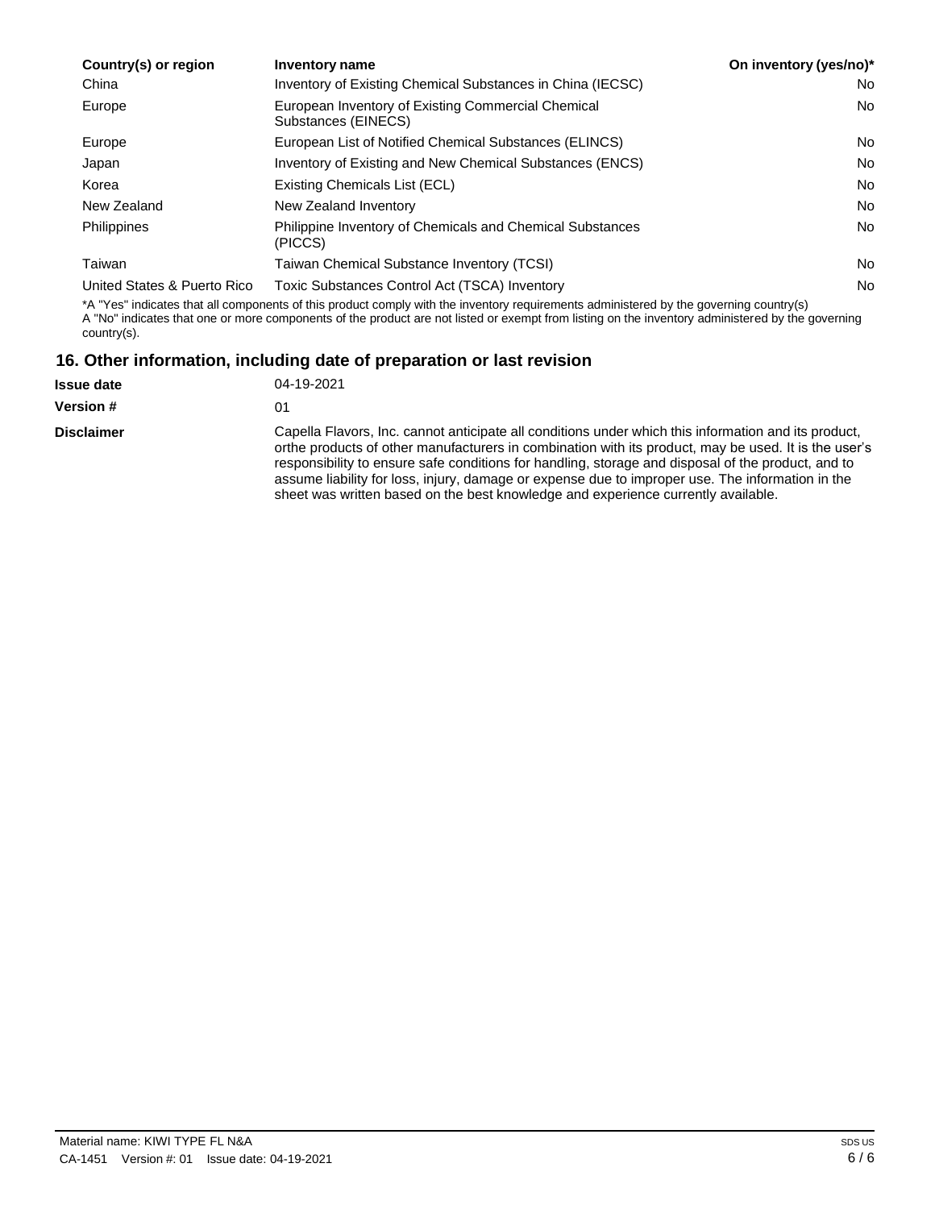| Country(s) or region | Inventory name | On inventory (yes/no)* |
|---|---|---|
| China | Inventory of Existing Chemical Substances in China (IECSC) | No |
| Europe | European Inventory of Existing Commercial Chemical Substances (EINECS) | No |
| Europe | European List of Notified Chemical Substances (ELINCS) | No |
| Japan | Inventory of Existing and New Chemical Substances (ENCS) | No |
| Korea | Existing Chemicals List (ECL) | No |
| New Zealand | New Zealand Inventory | No |
| Philippines | Philippine Inventory of Chemicals and Chemical Substances (PICCS) | No |
| Taiwan | Taiwan Chemical Substance Inventory (TCSI) | No |
| United States & Puerto Rico | Toxic Substances Control Act (TSCA) Inventory | No |

*A "Yes" indicates that all components of this product comply with the inventory requirements administered by the governing country(s)
A "No" indicates that one or more components of the product are not listed or exempt from listing on the inventory administered by the governing country(s).

## 16. Other information, including date of preparation or last revision

**Issue date** 04-19-2021

**Version #** 01

**Disclaimer** Capella Flavors, Inc. cannot anticipate all conditions under which this information and its product, orthe products of other manufacturers in combination with its product, may be used. It is the user's responsibility to ensure safe conditions for handling, storage and disposal of the product, and to assume liability for loss, injury, damage or expense due to improper use. The information in the sheet was written based on the best knowledge and experience currently available.